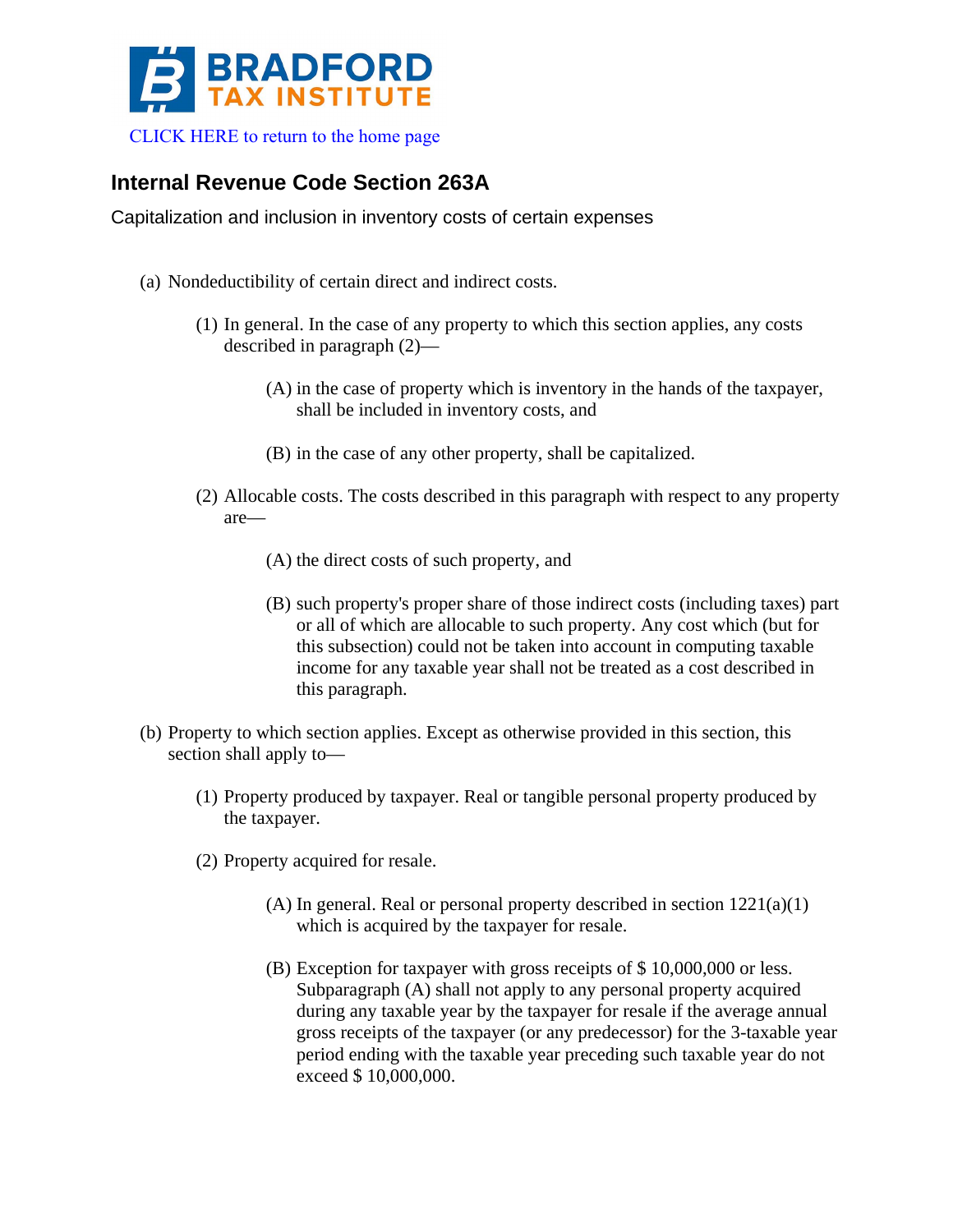# BRADFORD TAX INSTITUTE

CLICK HERE to return to the home page

## Internal Revenue Code Section 263A

Capitalization and inclusion in inventory costs of certain expenses

(a) Nondeductibility of certain direct and indirect costs.

(1) In general. In the case of any property to which this section applies, any costs described in paragraph (2)—

(A) in the case of property which is inventory in the hands of the taxpayer, shall be included in inventory costs, and

(B) in the case of any other property, shall be capitalized.

(2) Allocable costs. The costs described in this paragraph with respect to any property are—

(A) the direct costs of such property, and

(B) such property's proper share of those indirect costs (including taxes) part or all of which are allocable to such property. Any cost which (but for this subsection) could not be taken into account in computing taxable income for any taxable year shall not be treated as a cost described in this paragraph.

(b) Property to which section applies. Except as otherwise provided in this section, this section shall apply to—

(1) Property produced by taxpayer. Real or tangible personal property produced by the taxpayer.

(2) Property acquired for resale.

(A) In general. Real or personal property described in section 1221(a)(1) which is acquired by the taxpayer for resale.

(B) Exception for taxpayer with gross receipts of $ 10,000,000 or less. Subparagraph (A) shall not apply to any personal property acquired during any taxable year by the taxpayer for resale if the average annual gross receipts of the taxpayer (or any predecessor) for the 3-taxable year period ending with the taxable year preceding such taxable year do not exceed $ 10,000,000.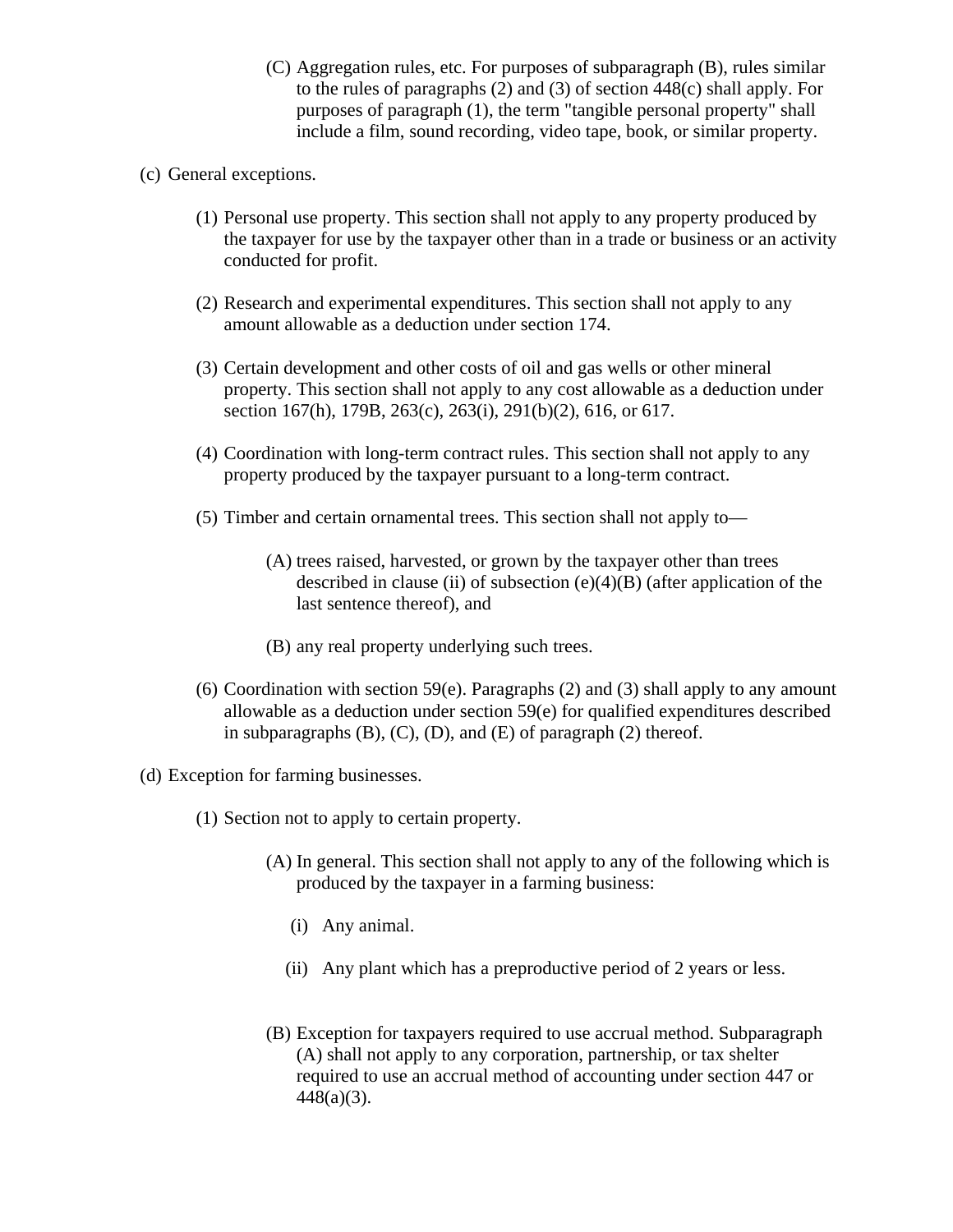(C) Aggregation rules, etc. For purposes of subparagraph (B), rules similar to the rules of paragraphs (2) and (3) of section 448(c) shall apply. For purposes of paragraph (1), the term "tangible personal property" shall include a film, sound recording, video tape, book, or similar property.

(c) General exceptions.

(1) Personal use property. This section shall not apply to any property produced by the taxpayer for use by the taxpayer other than in a trade or business or an activity conducted for profit.

(2) Research and experimental expenditures. This section shall not apply to any amount allowable as a deduction under section 174.

(3) Certain development and other costs of oil and gas wells or other mineral property. This section shall not apply to any cost allowable as a deduction under section 167(h), 179B, 263(c), 263(i), 291(b)(2), 616, or 617.

(4) Coordination with long-term contract rules. This section shall not apply to any property produced by the taxpayer pursuant to a long-term contract.

(5) Timber and certain ornamental trees. This section shall not apply to—

(A) trees raised, harvested, or grown by the taxpayer other than trees described in clause (ii) of subsection (e)(4)(B) (after application of the last sentence thereof), and

(B) any real property underlying such trees.

(6) Coordination with section 59(e). Paragraphs (2) and (3) shall apply to any amount allowable as a deduction under section 59(e) for qualified expenditures described in subparagraphs (B), (C), (D), and (E) of paragraph (2) thereof.

(d) Exception for farming businesses.

(1) Section not to apply to certain property.

(A) In general. This section shall not apply to any of the following which is produced by the taxpayer in a farming business:

(i) Any animal.

(ii) Any plant which has a preproductive period of 2 years or less.

(B) Exception for taxpayers required to use accrual method. Subparagraph (A) shall not apply to any corporation, partnership, or tax shelter required to use an accrual method of accounting under section 447 or 448(a)(3).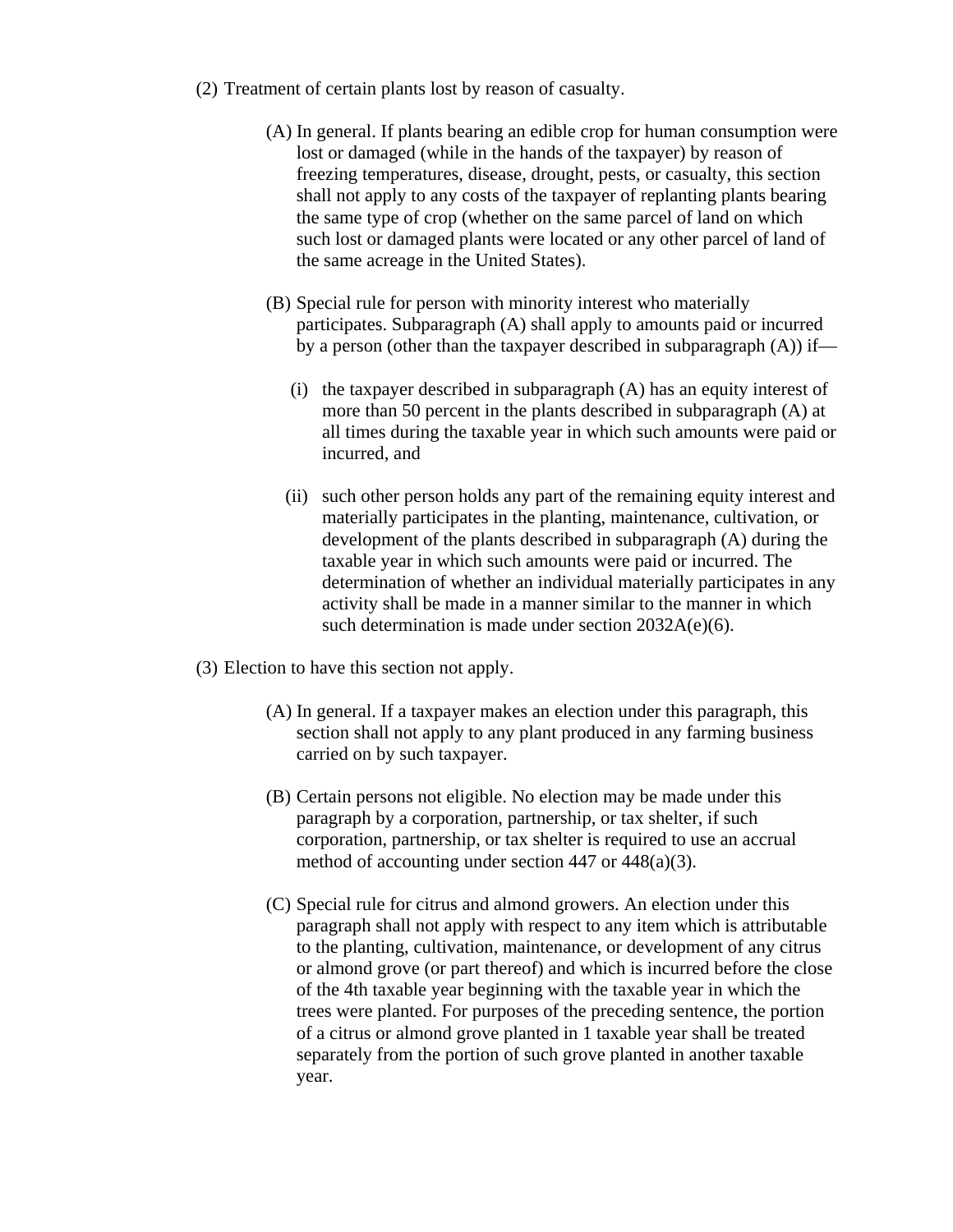(2) Treatment of certain plants lost by reason of casualty.

> (A) In general. If plants bearing an edible crop for human consumption were lost or damaged (while in the hands of the taxpayer) by reason of freezing temperatures, disease, drought, pests, or casualty, this section shall not apply to any costs of the taxpayer of replanting plants bearing the same type of crop (whether on the same parcel of land on which such lost or damaged plants were located or any other parcel of land of the same acreage in the United States).
>
> (B) Special rule for person with minority interest who materially participates. Subparagraph (A) shall apply to amounts paid or incurred by a person (other than the taxpayer described in subparagraph (A)) if—
>
> > (i) the taxpayer described in subparagraph (A) has an equity interest of more than 50 percent in the plants described in subparagraph (A) at all times during the taxable year in which such amounts were paid or incurred, and
> >
> > (ii) such other person holds any part of the remaining equity interest and materially participates in the planting, maintenance, cultivation, or development of the plants described in subparagraph (A) during the taxable year in which such amounts were paid or incurred. The determination of whether an individual materially participates in any activity shall be made in a manner similar to the manner in which such determination is made under section 2032A(e)(6).

(3) Election to have this section not apply.

> (A) In general. If a taxpayer makes an election under this paragraph, this section shall not apply to any plant produced in any farming business carried on by such taxpayer.
>
> (B) Certain persons not eligible. No election may be made under this paragraph by a corporation, partnership, or tax shelter, if such corporation, partnership, or tax shelter is required to use an accrual method of accounting under section 447 or 448(a)(3).
>
> (C) Special rule for citrus and almond growers. An election under this paragraph shall not apply with respect to any item which is attributable to the planting, cultivation, maintenance, or development of any citrus or almond grove (or part thereof) and which is incurred before the close of the 4th taxable year beginning with the taxable year in which the trees were planted. For purposes of the preceding sentence, the portion of a citrus or almond grove planted in 1 taxable year shall be treated separately from the portion of such grove planted in another taxable year.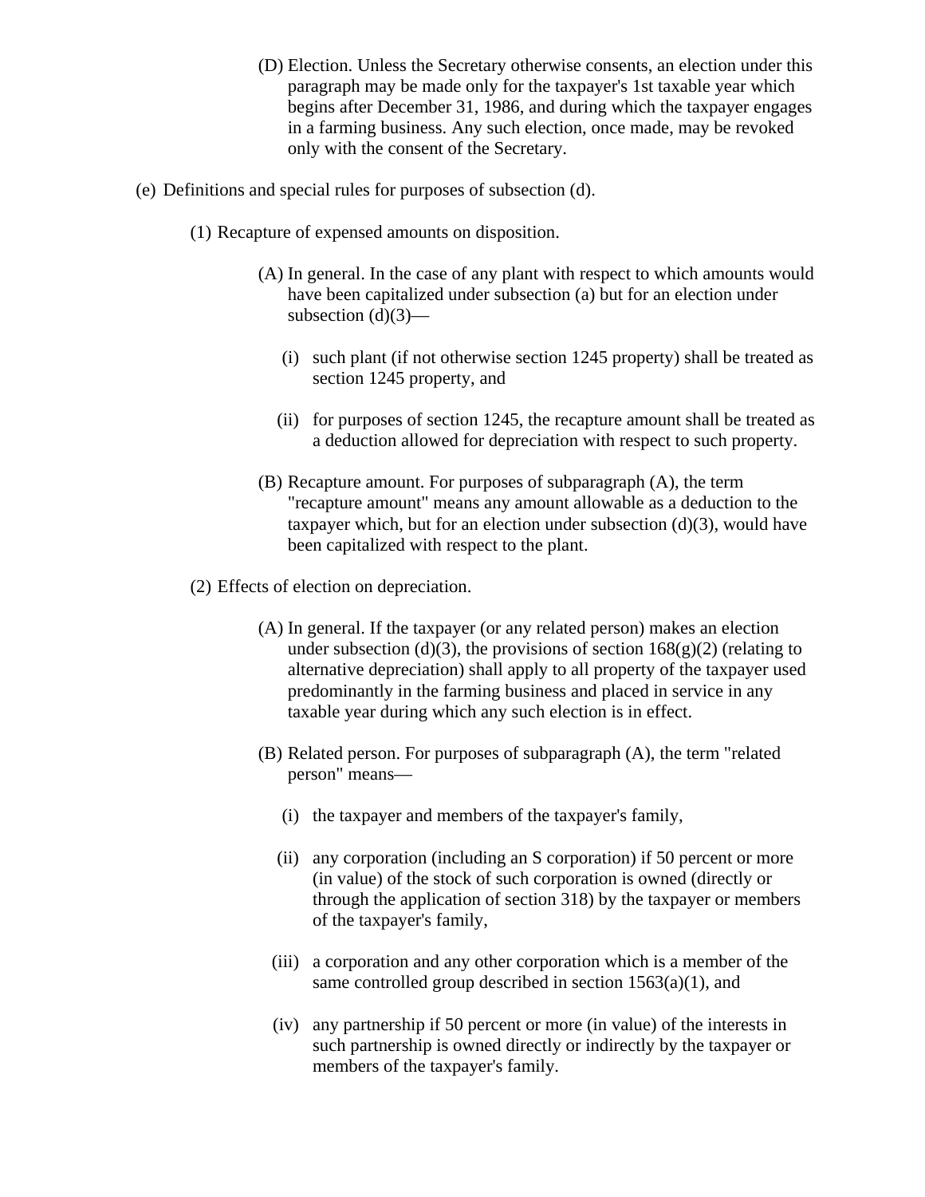(D) Election. Unless the Secretary otherwise consents, an election under this paragraph may be made only for the taxpayer's 1st taxable year which begins after December 31, 1986, and during which the taxpayer engages in a farming business. Any such election, once made, may be revoked only with the consent of the Secretary.

(e) Definitions and special rules for purposes of subsection (d).

(1) Recapture of expensed amounts on disposition.

(A) In general. In the case of any plant with respect to which amounts would have been capitalized under subsection (a) but for an election under subsection (d)(3)—

(i) such plant (if not otherwise section 1245 property) shall be treated as section 1245 property, and

(ii) for purposes of section 1245, the recapture amount shall be treated as a deduction allowed for depreciation with respect to such property.

(B) Recapture amount. For purposes of subparagraph (A), the term "recapture amount" means any amount allowable as a deduction to the taxpayer which, but for an election under subsection (d)(3), would have been capitalized with respect to the plant.

(2) Effects of election on depreciation.

(A) In general. If the taxpayer (or any related person) makes an election under subsection (d)(3), the provisions of section 168(g)(2) (relating to alternative depreciation) shall apply to all property of the taxpayer used predominantly in the farming business and placed in service in any taxable year during which any such election is in effect.

(B) Related person. For purposes of subparagraph (A), the term "related person" means—

(i) the taxpayer and members of the taxpayer's family,

(ii) any corporation (including an S corporation) if 50 percent or more (in value) of the stock of such corporation is owned (directly or through the application of section 318) by the taxpayer or members of the taxpayer's family,

(iii) a corporation and any other corporation which is a member of the same controlled group described in section 1563(a)(1), and

(iv) any partnership if 50 percent or more (in value) of the interests in such partnership is owned directly or indirectly by the taxpayer or members of the taxpayer's family.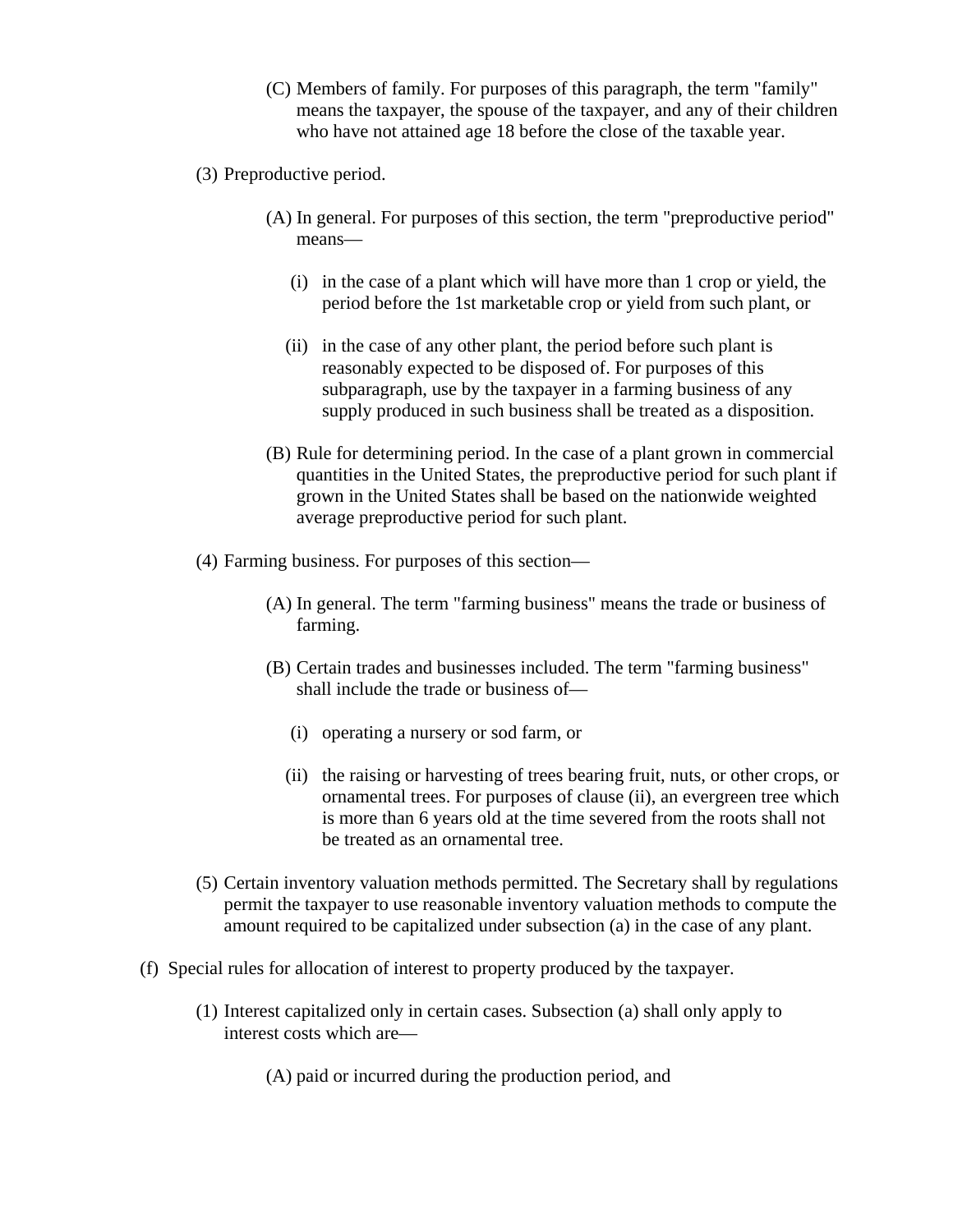(C) Members of family. For purposes of this paragraph, the term "family" means the taxpayer, the spouse of the taxpayer, and any of their children who have not attained age 18 before the close of the taxable year.

(3) Preproductive period.

(A) In general. For purposes of this section, the term "preproductive period" means—

(i) in the case of a plant which will have more than 1 crop or yield, the period before the 1st marketable crop or yield from such plant, or

(ii) in the case of any other plant, the period before such plant is reasonably expected to be disposed of. For purposes of this subparagraph, use by the taxpayer in a farming business of any supply produced in such business shall be treated as a disposition.

(B) Rule for determining period. In the case of a plant grown in commercial quantities in the United States, the preproductive period for such plant if grown in the United States shall be based on the nationwide weighted average preproductive period for such plant.

(4) Farming business. For purposes of this section—

(A) In general. The term "farming business" means the trade or business of farming.

(B) Certain trades and businesses included. The term "farming business" shall include the trade or business of—

(i) operating a nursery or sod farm, or

(ii) the raising or harvesting of trees bearing fruit, nuts, or other crops, or ornamental trees. For purposes of clause (ii), an evergreen tree which is more than 6 years old at the time severed from the roots shall not be treated as an ornamental tree.

(5) Certain inventory valuation methods permitted. The Secretary shall by regulations permit the taxpayer to use reasonable inventory valuation methods to compute the amount required to be capitalized under subsection (a) in the case of any plant.

(f) Special rules for allocation of interest to property produced by the taxpayer.

(1) Interest capitalized only in certain cases. Subsection (a) shall only apply to interest costs which are—

(A) paid or incurred during the production period, and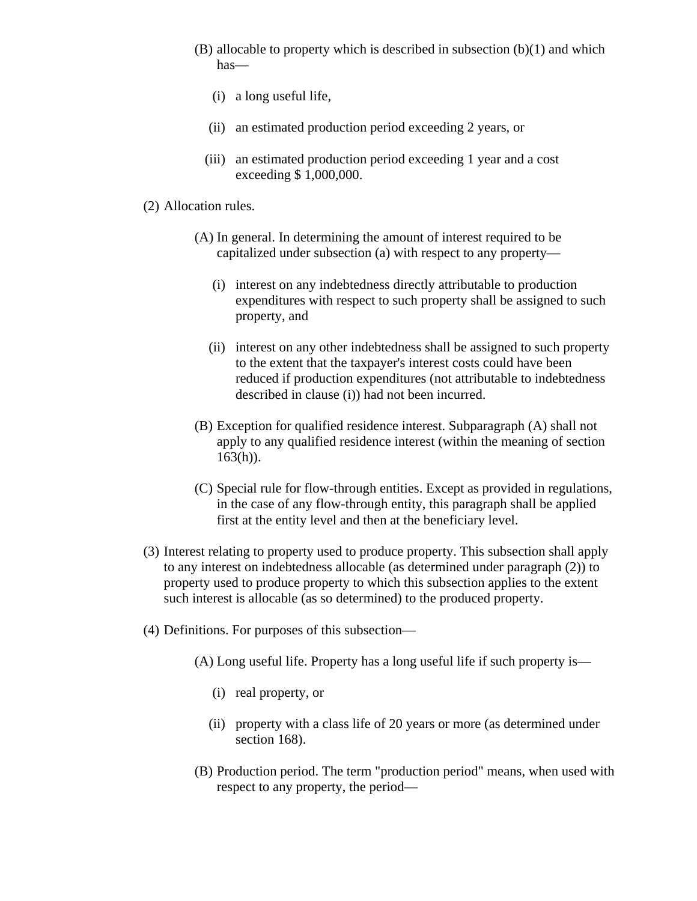(B) allocable to property which is described in subsection (b)(1) and which has—

(i) a long useful life,

(ii) an estimated production period exceeding 2 years, or

(iii) an estimated production period exceeding 1 year and a cost exceeding $ 1,000,000.

(2) Allocation rules.

(A) In general. In determining the amount of interest required to be capitalized under subsection (a) with respect to any property—

(i) interest on any indebtedness directly attributable to production expenditures with respect to such property shall be assigned to such property, and

(ii) interest on any other indebtedness shall be assigned to such property to the extent that the taxpayer's interest costs could have been reduced if production expenditures (not attributable to indebtedness described in clause (i)) had not been incurred.

(B) Exception for qualified residence interest. Subparagraph (A) shall not apply to any qualified residence interest (within the meaning of section 163(h)).

(C) Special rule for flow-through entities. Except as provided in regulations, in the case of any flow-through entity, this paragraph shall be applied first at the entity level and then at the beneficiary level.

(3) Interest relating to property used to produce property. This subsection shall apply to any interest on indebtedness allocable (as determined under paragraph (2)) to property used to produce property to which this subsection applies to the extent such interest is allocable (as so determined) to the produced property.

(4) Definitions. For purposes of this subsection—

(A) Long useful life. Property has a long useful life if such property is—

(i) real property, or

(ii) property with a class life of 20 years or more (as determined under section 168).

(B) Production period. The term "production period" means, when used with respect to any property, the period—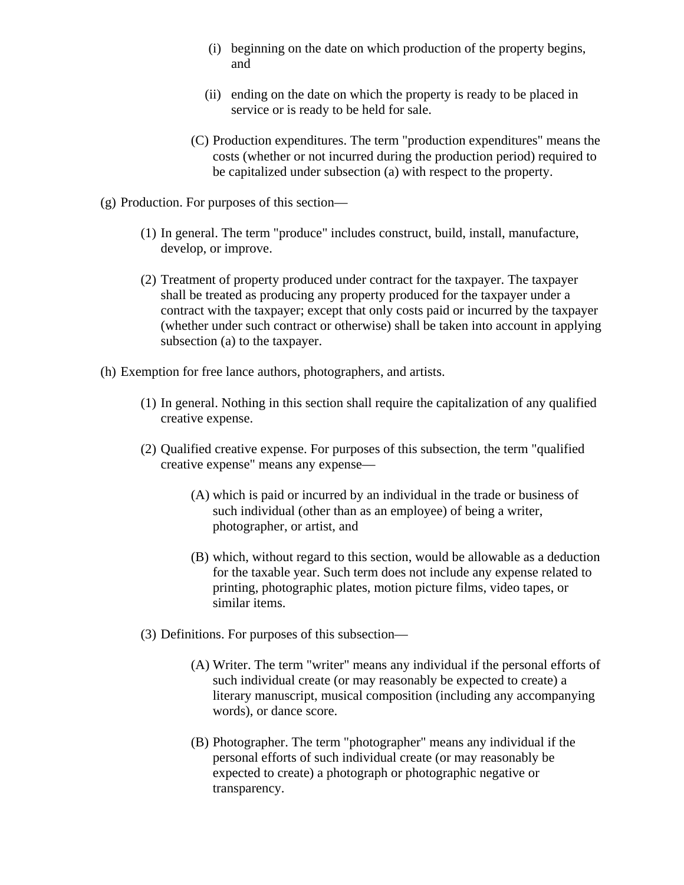(i) beginning on the date on which production of the property begins, and

(ii) ending on the date on which the property is ready to be placed in service or is ready to be held for sale.

(C) Production expenditures. The term "production expenditures" means the costs (whether or not incurred during the production period) required to be capitalized under subsection (a) with respect to the property.

(g) Production. For purposes of this section—

(1) In general. The term "produce" includes construct, build, install, manufacture, develop, or improve.

(2) Treatment of property produced under contract for the taxpayer. The taxpayer shall be treated as producing any property produced for the taxpayer under a contract with the taxpayer; except that only costs paid or incurred by the taxpayer (whether under such contract or otherwise) shall be taken into account in applying subsection (a) to the taxpayer.

(h) Exemption for free lance authors, photographers, and artists.

(1) In general. Nothing in this section shall require the capitalization of any qualified creative expense.

(2) Qualified creative expense. For purposes of this subsection, the term "qualified creative expense" means any expense—

(A) which is paid or incurred by an individual in the trade or business of such individual (other than as an employee) of being a writer, photographer, or artist, and

(B) which, without regard to this section, would be allowable as a deduction for the taxable year. Such term does not include any expense related to printing, photographic plates, motion picture films, video tapes, or similar items.

(3) Definitions. For purposes of this subsection—

(A) Writer. The term "writer" means any individual if the personal efforts of such individual create (or may reasonably be expected to create) a literary manuscript, musical composition (including any accompanying words), or dance score.

(B) Photographer. The term "photographer" means any individual if the personal efforts of such individual create (or may reasonably be expected to create) a photograph or photographic negative or transparency.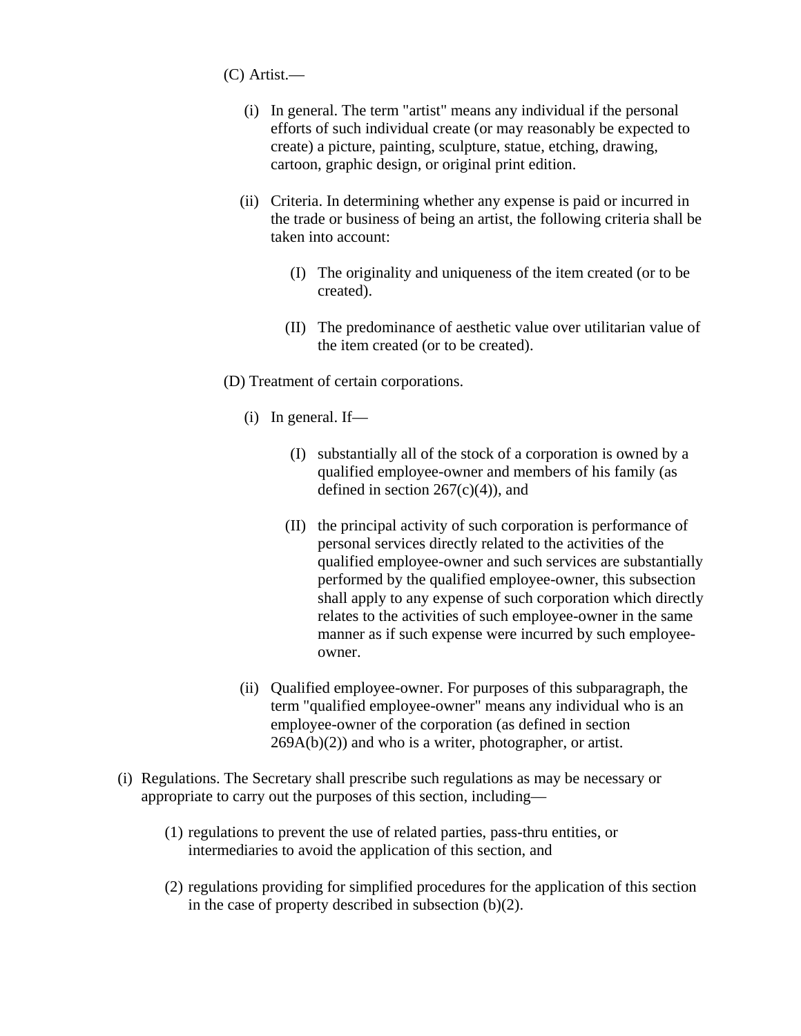(C) Artist.—

(i) In general. The term "artist" means any individual if the personal efforts of such individual create (or may reasonably be expected to create) a picture, painting, sculpture, statue, etching, drawing, cartoon, graphic design, or original print edition.

(ii) Criteria. In determining whether any expense is paid or incurred in the trade or business of being an artist, the following criteria shall be taken into account:

(I) The originality and uniqueness of the item created (or to be created).

(II) The predominance of aesthetic value over utilitarian value of the item created (or to be created).

(D) Treatment of certain corporations.

(i) In general. If—

(I) substantially all of the stock of a corporation is owned by a qualified employee-owner and members of his family (as defined in section 267(c)(4)), and

(II) the principal activity of such corporation is performance of personal services directly related to the activities of the qualified employee-owner and such services are substantially performed by the qualified employee-owner, this subsection shall apply to any expense of such corporation which directly relates to the activities of such employee-owner in the same manner as if such expense were incurred by such employee-owner.

(ii) Qualified employee-owner. For purposes of this subparagraph, the term "qualified employee-owner" means any individual who is an employee-owner of the corporation (as defined in section 269A(b)(2)) and who is a writer, photographer, or artist.

(i) Regulations. The Secretary shall prescribe such regulations as may be necessary or appropriate to carry out the purposes of this section, including—

(1) regulations to prevent the use of related parties, pass-thru entities, or intermediaries to avoid the application of this section, and

(2) regulations providing for simplified procedures for the application of this section in the case of property described in subsection (b)(2).